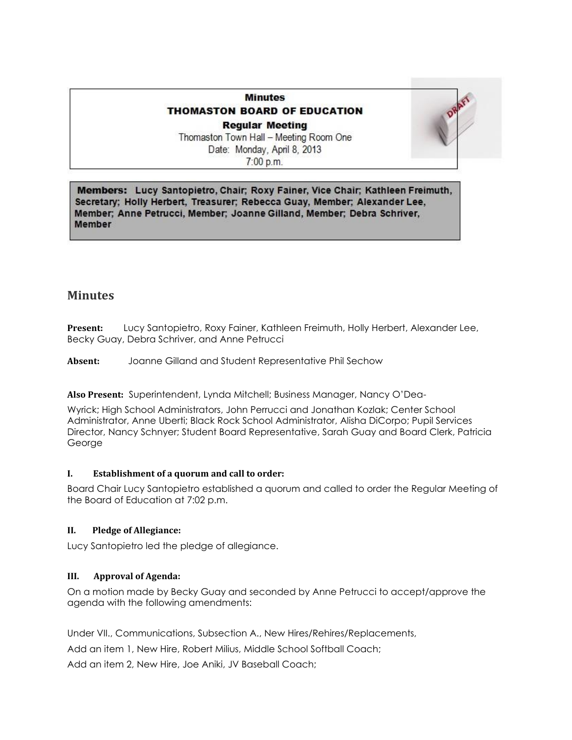**Minutes**

**THOMASTON BOARD OF EDUCATION**

**Regular Meeting**

Thomaston Town Hall – Meeting Room One

Date: Monday, April 8, 2013

7:00 p.m.

DRAFT

**Members:** Lucy Santopietro, Chair; Roxy Fainer, Vice Chair; Kathleen Freimuth, Secretary; Holly Herbert, Treasurer; Rebecca Guay, Member; Alexander Lee, Member; Anne Petrucci, Member; Joanne Gilland, Member; Debra Schriver, Member

## Minutes

**Present:** Lucy Santopietro, Roxy Fainer, Kathleen Freimuth, Holly Herbert, Alexander Lee, Becky Guay, Debra Schriver, and Anne Petrucci

**Absent:** Joanne Gilland and Student Representative Phil Sechow

**Also Present:** Superintendent, Lynda Mitchell; Business Manager, Nancy O'Dea-Wyrick; High School Administrators, John Perrucci and Jonathan Kozlak; Center School Administrator, Anne Uberti; Black Rock School Administrator, Alisha DiCorpo; Pupil Services Director, Nancy Schnyer; Student Board Representative, Sarah Guay and Board Clerk, Patricia George

### I. Establishment of a quorum and call to order:

Board Chair Lucy Santopietro established a quorum and called to order the Regular Meeting of the Board of Education at 7:02 p.m.

### II. Pledge of Allegiance:

Lucy Santopietro led the pledge of allegiance.

### III. Approval of Agenda:

On a motion made by Becky Guay and seconded by Anne Petrucci to accept/approve the agenda with the following amendments:

Under VII., Communications, Subsection A., New Hires/Rehires/Replacements,

Add an item 1, New Hire, Robert Milius, Middle School Softball Coach;

Add an item 2, New Hire, Joe Aniki, JV Baseball Coach;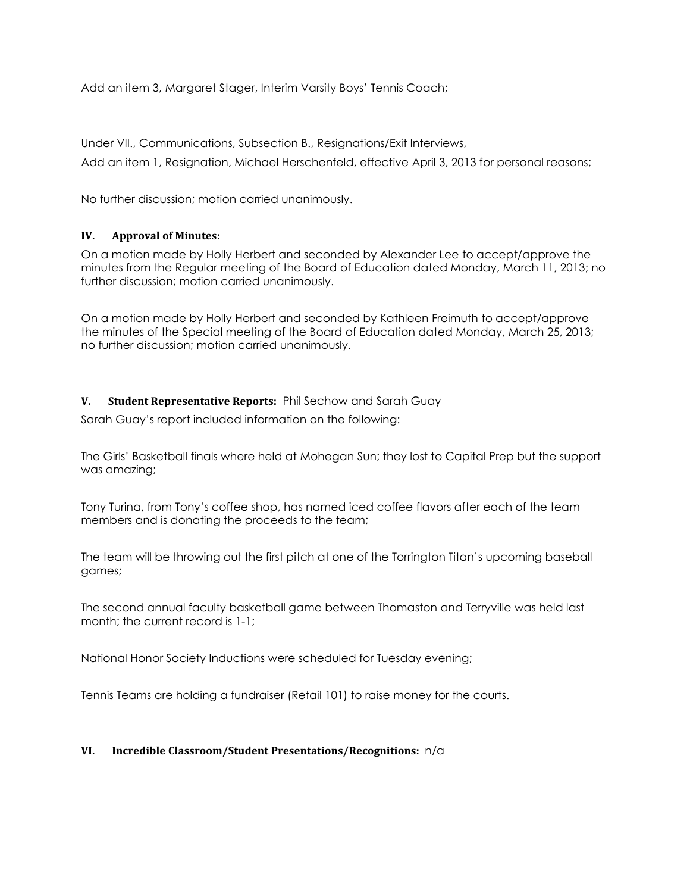Add an item 3, Margaret Stager, Interim Varsity Boys' Tennis Coach;

Under VII., Communications, Subsection B., Resignations/Exit Interviews,

Add an item 1, Resignation, Michael Herschenfeld, effective April 3, 2013 for personal reasons;

No further discussion; motion carried unanimously.

### IV. Approval of Minutes:

On a motion made by Holly Herbert and seconded by Alexander Lee to accept/approve the minutes from the Regular meeting of the Board of Education dated Monday, March 11, 2013; no further discussion; motion carried unanimously.

On a motion made by Holly Herbert and seconded by Kathleen Freimuth to accept/approve the minutes of the Special meeting of the Board of Education dated Monday, March 25, 2013; no further discussion; motion carried unanimously.

### V. Student Representative Reports: Phil Sechow and Sarah Guay

Sarah Guay's report included information on the following:

The Girls' Basketball finals where held at Mohegan Sun; they lost to Capital Prep but the support was amazing;

Tony Turina, from Tony's coffee shop, has named iced coffee flavors after each of the team members and is donating the proceeds to the team;

The team will be throwing out the first pitch at one of the Torrington Titan's upcoming baseball games;

The second annual faculty basketball game between Thomaston and Terryville was held last month; the current record is 1-1;

National Honor Society Inductions were scheduled for Tuesday evening;

Tennis Teams are holding a fundraiser (Retail 101) to raise money for the courts.

### VI. Incredible Classroom/Student Presentations/Recognitions: n/a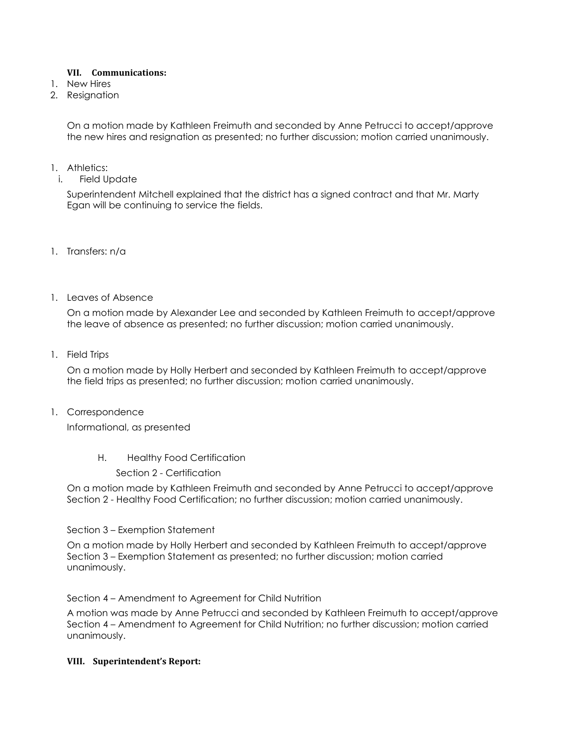**VII. Communications:**

1. New Hires
2. Resignation

On a motion made by Kathleen Freimuth and seconded by Anne Petrucci to accept/approve the new hires and resignation as presented; no further discussion; motion carried unanimously.

1. Athletics:
   i. Field Update

Superintendent Mitchell explained that the district has a signed contract and that Mr. Marty Egan will be continuing to service the fields.

1. Transfers: n/a

1. Leaves of Absence

On a motion made by Alexander Lee and seconded by Kathleen Freimuth to accept/approve the leave of absence as presented; no further discussion; motion carried unanimously.

1. Field Trips

On a motion made by Holly Herbert and seconded by Kathleen Freimuth to accept/approve the field trips as presented; no further discussion; motion carried unanimously.

1. Correspondence

Informational, as presented

H. Healthy Food Certification

Section 2 - Certification

On a motion made by Kathleen Freimuth and seconded by Anne Petrucci to accept/approve Section 2 - Healthy Food Certification; no further discussion; motion carried unanimously.

Section 3 – Exemption Statement

On a motion made by Holly Herbert and seconded by Kathleen Freimuth to accept/approve Section 3 – Exemption Statement as presented; no further discussion; motion carried unanimously.

Section 4 – Amendment to Agreement for Child Nutrition

A motion was made by Anne Petrucci and seconded by Kathleen Freimuth to accept/approve Section 4 – Amendment to Agreement for Child Nutrition; no further discussion; motion carried unanimously.

**VIII. Superintendent's Report:**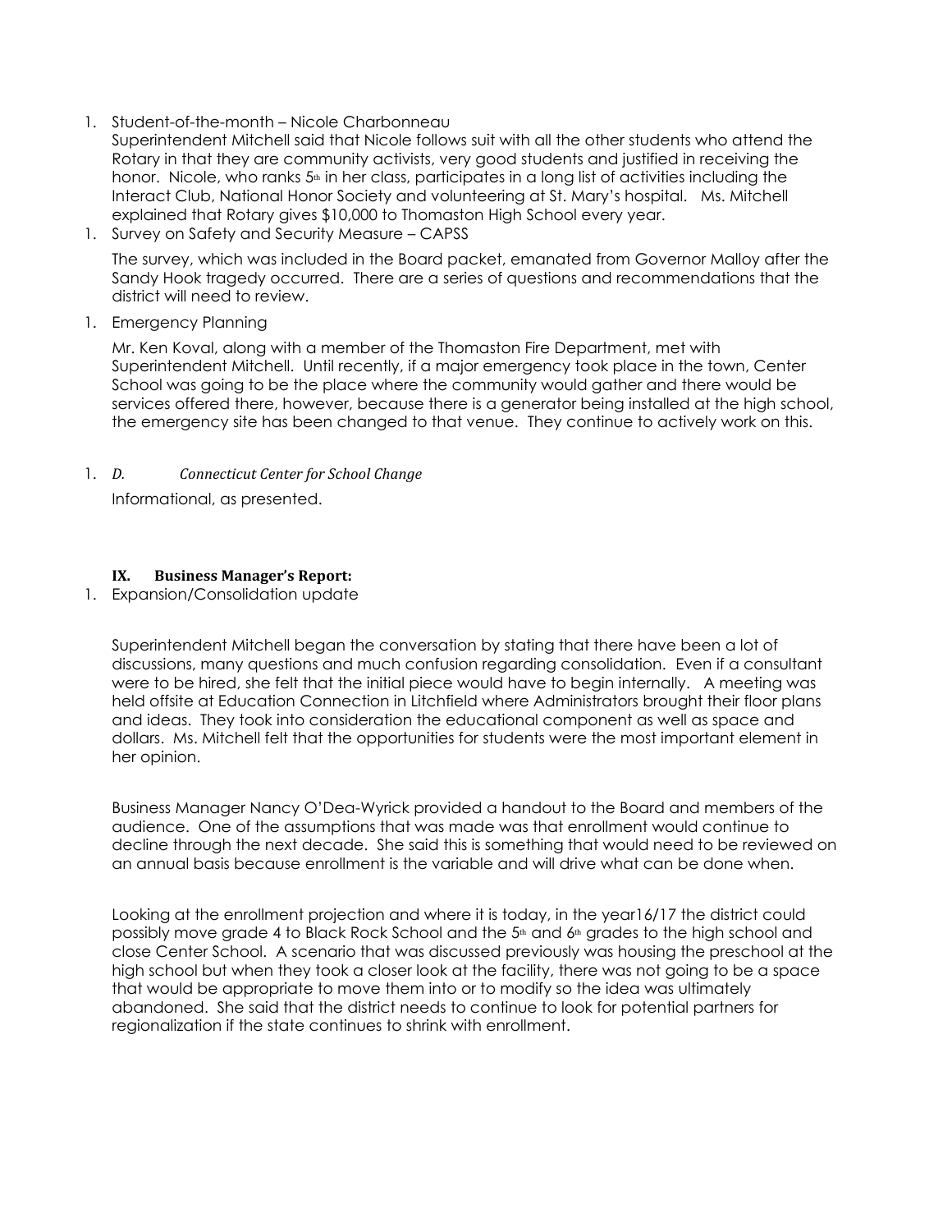1. Student-of-the-month – Nicole Charbonneau

   Superintendent Mitchell said that Nicole follows suit with all the other students who attend the Rotary in that they are community activists, very good students and justified in receiving the honor. Nicole, who ranks 5th in her class, participates in a long list of activities including the Interact Club, National Honor Society and volunteering at St. Mary's hospital. Ms. Mitchell explained that Rotary gives $10,000 to Thomaston High School every year.

1. Survey on Safety and Security Measure – CAPSS

   The survey, which was included in the Board packet, emanated from Governor Malloy after the Sandy Hook tragedy occurred. There are a series of questions and recommendations that the district will need to review.

1. Emergency Planning

   Mr. Ken Koval, along with a member of the Thomaston Fire Department, met with Superintendent Mitchell. Until recently, if a major emergency took place in the town, Center School was going to be the place where the community would gather and there would be services offered there, however, because there is a generator being installed at the high school, the emergency site has been changed to that venue. They continue to actively work on this.

1. *D. Connecticut Center for School Change*

   Informational, as presented.

### IX. Business Manager's Report:

1. Expansion/Consolidation update

Superintendent Mitchell began the conversation by stating that there have been a lot of discussions, many questions and much confusion regarding consolidation. Even if a consultant were to be hired, she felt that the initial piece would have to begin internally. A meeting was held offsite at Education Connection in Litchfield where Administrators brought their floor plans and ideas. They took into consideration the educational component as well as space and dollars. Ms. Mitchell felt that the opportunities for students were the most important element in her opinion.

Business Manager Nancy O'Dea-Wyrick provided a handout to the Board and members of the audience. One of the assumptions that was made was that enrollment would continue to decline through the next decade. She said this is something that would need to be reviewed on an annual basis because enrollment is the variable and will drive what can be done when.

Looking at the enrollment projection and where it is today, in the year16/17 the district could possibly move grade 4 to Black Rock School and the 5th and 6th grades to the high school and close Center School. A scenario that was discussed previously was housing the preschool at the high school but when they took a closer look at the facility, there was not going to be a space that would be appropriate to move them into or to modify so the idea was ultimately abandoned. She said that the district needs to continue to look for potential partners for regionalization if the state continues to shrink with enrollment.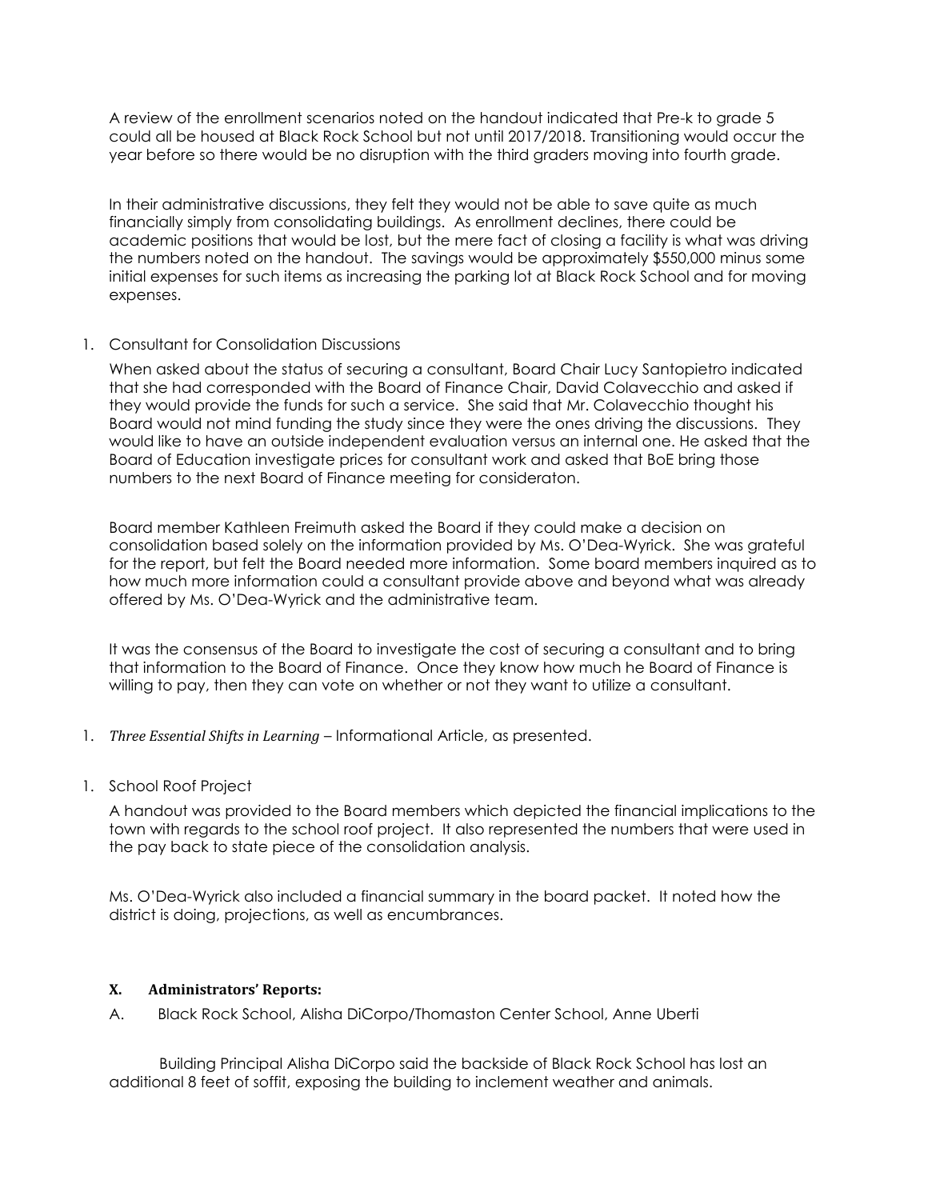A review of the enrollment scenarios noted on the handout indicated that Pre-k to grade 5 could all be housed at Black Rock School but not until 2017/2018. Transitioning would occur the year before so there would be no disruption with the third graders moving into fourth grade.

In their administrative discussions, they felt they would not be able to save quite as much financially simply from consolidating buildings. As enrollment declines, there could be academic positions that would be lost, but the mere fact of closing a facility is what was driving the numbers noted on the handout. The savings would be approximately $550,000 minus some initial expenses for such items as increasing the parking lot at Black Rock School and for moving expenses.

1. Consultant for Consolidation Discussions

   When asked about the status of securing a consultant, Board Chair Lucy Santopietro indicated that she had corresponded with the Board of Finance Chair, David Colavecchio and asked if they would provide the funds for such a service. She said that Mr. Colavecchio thought his Board would not mind funding the study since they were the ones driving the discussions. They would like to have an outside independent evaluation versus an internal one. He asked that the Board of Education investigate prices for consultant work and asked that BoE bring those numbers to the next Board of Finance meeting for consideraton.

   Board member Kathleen Freimuth asked the Board if they could make a decision on consolidation based solely on the information provided by Ms. O'Dea-Wyrick. She was grateful for the report, but felt the Board needed more information. Some board members inquired as to how much more information could a consultant provide above and beyond what was already offered by Ms. O'Dea-Wyrick and the administrative team.

   It was the consensus of the Board to investigate the cost of securing a consultant and to bring that information to the Board of Finance. Once they know how much he Board of Finance is willing to pay, then they can vote on whether or not they want to utilize a consultant.

1. *Three Essential Shifts in Learning* – Informational Article, as presented.

1. School Roof Project

   A handout was provided to the Board members which depicted the financial implications to the town with regards to the school roof project. It also represented the numbers that were used in the pay back to state piece of the consolidation analysis.

   Ms. O'Dea-Wyrick also included a financial summary in the board packet. It noted how the district is doing, projections, as well as encumbrances.

### X. Administrators' Reports:

A. Black Rock School, Alisha DiCorpo/Thomaston Center School, Anne Uberti

Building Principal Alisha DiCorpo said the backside of Black Rock School has lost an additional 8 feet of soffit, exposing the building to inclement weather and animals.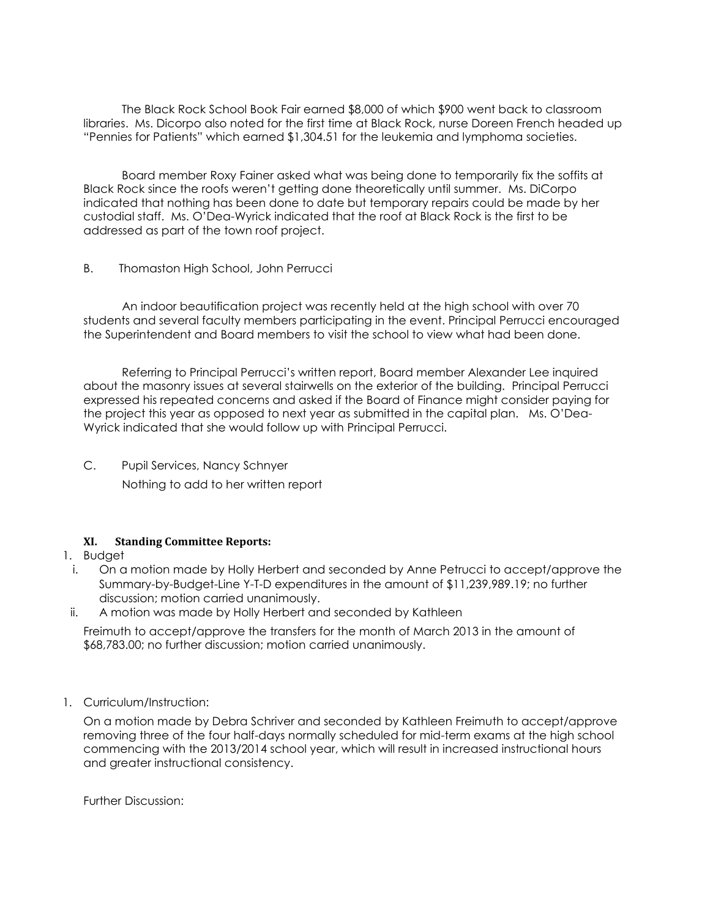The Black Rock School Book Fair earned $8,000 of which $900 went back to classroom libraries. Ms. Dicorpo also noted for the first time at Black Rock, nurse Doreen French headed up "Pennies for Patients" which earned $1,304.51 for the leukemia and lymphoma societies.

Board member Roxy Fainer asked what was being done to temporarily fix the soffits at Black Rock since the roofs weren't getting done theoretically until summer. Ms. DiCorpo indicated that nothing has been done to date but temporary repairs could be made by her custodial staff. Ms. O'Dea-Wyrick indicated that the roof at Black Rock is the first to be addressed as part of the town roof project.

B. Thomaston High School, John Perrucci

An indoor beautification project was recently held at the high school with over 70 students and several faculty members participating in the event. Principal Perrucci encouraged the Superintendent and Board members to visit the school to view what had been done.

Referring to Principal Perrucci's written report, Board member Alexander Lee inquired about the masonry issues at several stairwells on the exterior of the building. Principal Perrucci expressed his repeated concerns and asked if the Board of Finance might consider paying for the project this year as opposed to next year as submitted in the capital plan. Ms. O'Dea-Wyrick indicated that she would follow up with Principal Perrucci.

C. Pupil Services, Nancy Schnyer

Nothing to add to her written report

**XI. Standing Committee Reports:**

1. Budget
   i. On a motion made by Holly Herbert and seconded by Anne Petrucci to accept/approve the Summary-by-Budget-Line Y-T-D expenditures in the amount of $11,239,989.19; no further discussion; motion carried unanimously.
   ii. A motion was made by Holly Herbert and seconded by Kathleen

   Freimuth to accept/approve the transfers for the month of March 2013 in the amount of $68,783.00; no further discussion; motion carried unanimously.

1. Curriculum/Instruction:

   On a motion made by Debra Schriver and seconded by Kathleen Freimuth to accept/approve removing three of the four half-days normally scheduled for mid-term exams at the high school commencing with the 2013/2014 school year, which will result in increased instructional hours and greater instructional consistency.

   Further Discussion: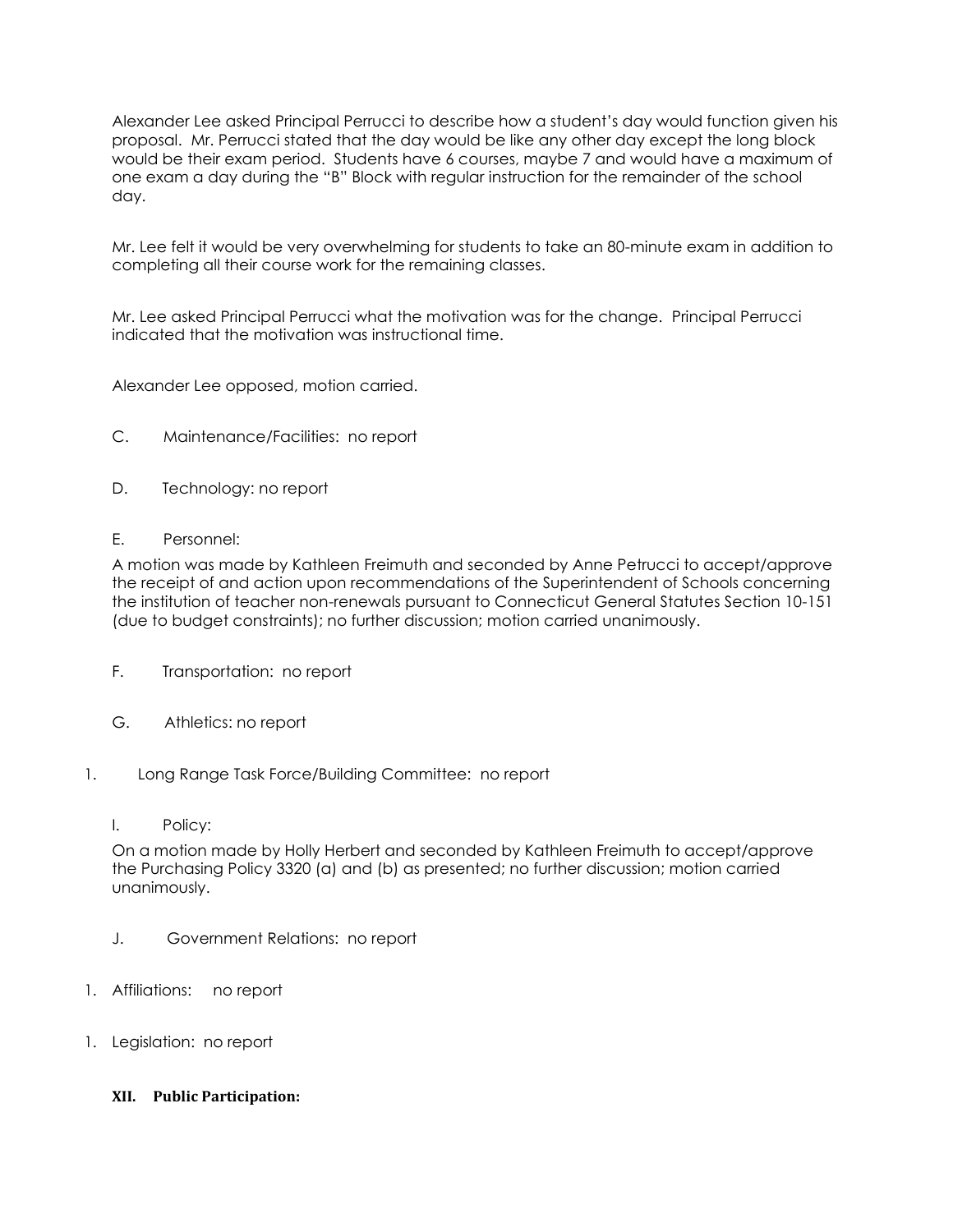Alexander Lee asked Principal Perrucci to describe how a student's day would function given his proposal. Mr. Perrucci stated that the day would be like any other day except the long block would be their exam period. Students have 6 courses, maybe 7 and would have a maximum of one exam a day during the "B" Block with regular instruction for the remainder of the school day.

Mr. Lee felt it would be very overwhelming for students to take an 80-minute exam in addition to completing all their course work for the remaining classes.

Mr. Lee asked Principal Perrucci what the motivation was for the change. Principal Perrucci indicated that the motivation was instructional time.

Alexander Lee opposed, motion carried.

C. Maintenance/Facilities: no report

D. Technology: no report

E. Personnel:

A motion was made by Kathleen Freimuth and seconded by Anne Petrucci to accept/approve the receipt of and action upon recommendations of the Superintendent of Schools concerning the institution of teacher non-renewals pursuant to Connecticut General Statutes Section 10-151 (due to budget constraints); no further discussion; motion carried unanimously.

F. Transportation: no report

G. Athletics: no report

1. Long Range Task Force/Building Committee: no report

I. Policy:

On a motion made by Holly Herbert and seconded by Kathleen Freimuth to accept/approve the Purchasing Policy 3320 (a) and (b) as presented; no further discussion; motion carried unanimously.

J. Government Relations: no report

1. Affiliations: no report

1. Legislation: no report

**XII. Public Participation:**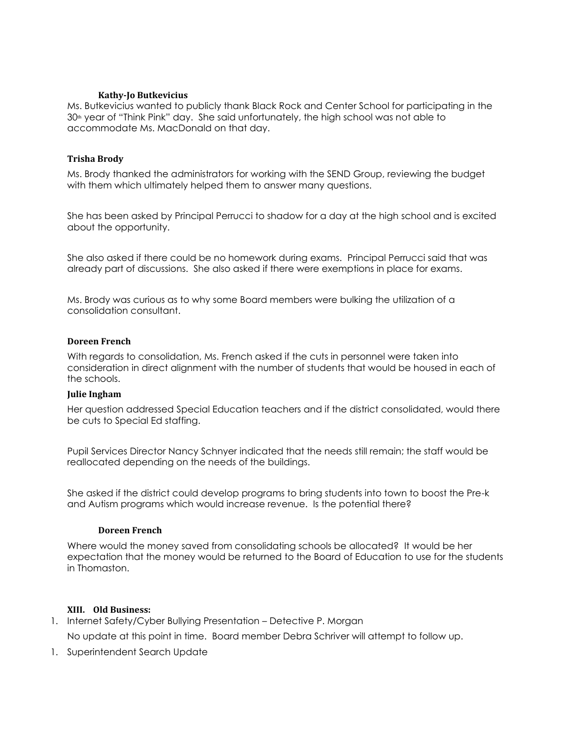**Kathy-Jo Butkevicius**

Ms. Butkevicius wanted to publicly thank Black Rock and Center School for participating in the 30th year of "Think Pink" day. She said unfortunately, the high school was not able to accommodate Ms. MacDonald on that day.

**Trisha Brody**

Ms. Brody thanked the administrators for working with the SEND Group, reviewing the budget with them which ultimately helped them to answer many questions.

She has been asked by Principal Perrucci to shadow for a day at the high school and is excited about the opportunity.

She also asked if there could be no homework during exams. Principal Perrucci said that was already part of discussions. She also asked if there were exemptions in place for exams.

Ms. Brody was curious as to why some Board members were bulking the utilization of a consolidation consultant.

**Doreen French**

With regards to consolidation, Ms. French asked if the cuts in personnel were taken into consideration in direct alignment with the number of students that would be housed in each of the schools.

**Julie Ingham**

Her question addressed Special Education teachers and if the district consolidated, would there be cuts to Special Ed staffing.

Pupil Services Director Nancy Schnyer indicated that the needs still remain; the staff would be reallocated depending on the needs of the buildings.

She asked if the district could develop programs to bring students into town to boost the Pre-k and Autism programs which would increase revenue. Is the potential there?

**Doreen French**

Where would the money saved from consolidating schools be allocated? It would be her expectation that the money would be returned to the Board of Education to use for the students in Thomaston.

**XIII. Old Business:**

1. Internet Safety/Cyber Bullying Presentation – Detective P. Morgan

   No update at this point in time. Board member Debra Schriver will attempt to follow up.

1. Superintendent Search Update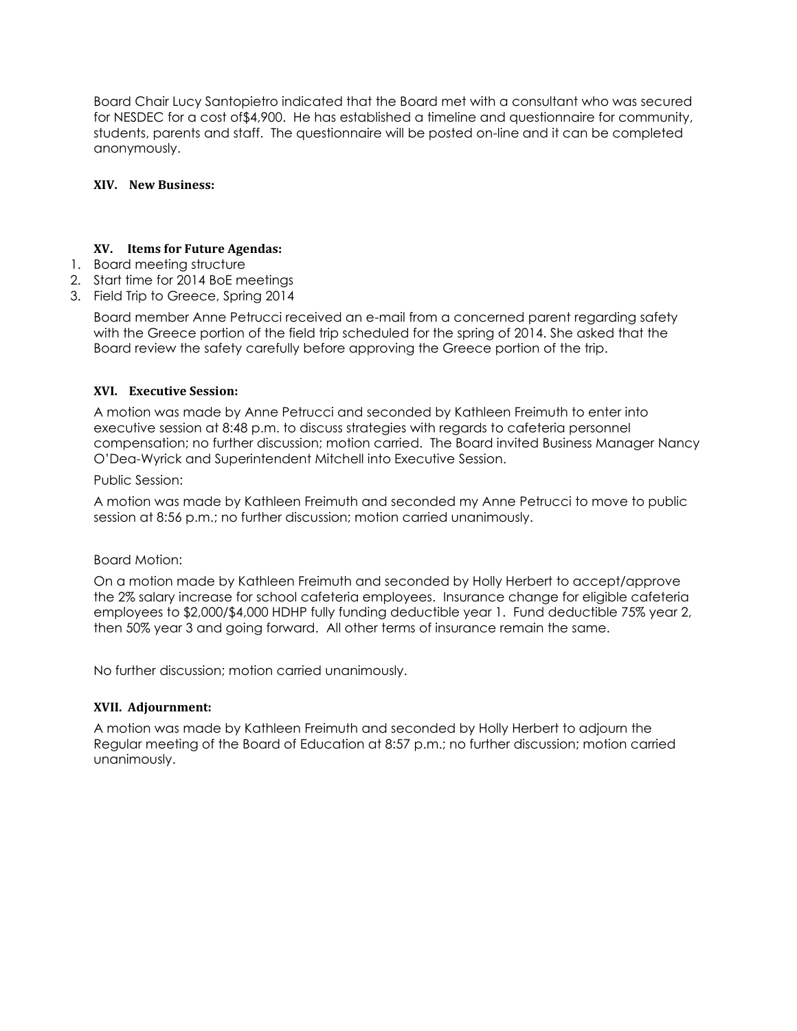Board Chair Lucy Santopietro indicated that the Board met with a consultant who was secured for NESDEC for a cost of$4,900. He has established a timeline and questionnaire for community, students, parents and staff. The questionnaire will be posted on-line and it can be completed anonymously.

### XIV. New Business:

### XV. Items for Future Agendas:

1. Board meeting structure
2. Start time for 2014 BoE meetings
3. Field Trip to Greece, Spring 2014

Board member Anne Petrucci received an e-mail from a concerned parent regarding safety with the Greece portion of the field trip scheduled for the spring of 2014. She asked that the Board review the safety carefully before approving the Greece portion of the trip.

### XVI. Executive Session:

A motion was made by Anne Petrucci and seconded by Kathleen Freimuth to enter into executive session at 8:48 p.m. to discuss strategies with regards to cafeteria personnel compensation; no further discussion; motion carried. The Board invited Business Manager Nancy O'Dea-Wyrick and Superintendent Mitchell into Executive Session.

Public Session:

A motion was made by Kathleen Freimuth and seconded my Anne Petrucci to move to public session at 8:56 p.m.; no further discussion; motion carried unanimously.

Board Motion:

On a motion made by Kathleen Freimuth and seconded by Holly Herbert to accept/approve the 2% salary increase for school cafeteria employees. Insurance change for eligible cafeteria employees to $2,000/$4,000 HDHP fully funding deductible year 1. Fund deductible 75% year 2, then 50% year 3 and going forward. All other terms of insurance remain the same.

No further discussion; motion carried unanimously.

### XVII. Adjournment:

A motion was made by Kathleen Freimuth and seconded by Holly Herbert to adjourn the Regular meeting of the Board of Education at 8:57 p.m.; no further discussion; motion carried unanimously.